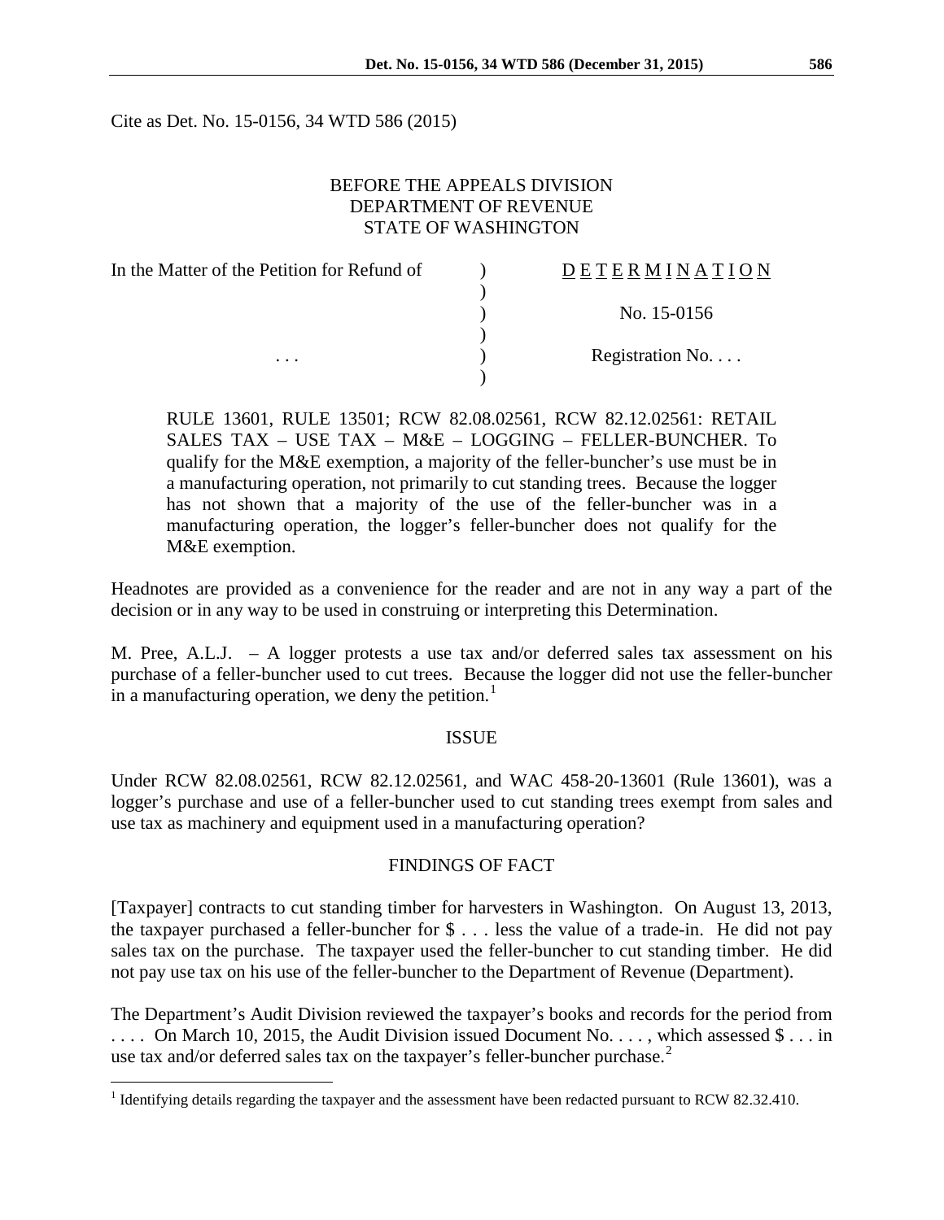Cite as Det. No. 15-0156, 34 WTD 586 (2015)

BEFORE THE APPEALS DIVISION
DEPARTMENT OF REVENUE
STATE OF WASHINGTON

| In the Matter of the Petition for Refund of | ) | D E T E R M I N A T I O N |
|---|---|---|
| | ) | |
| | ) | No. 15-0156 |
| | ) | |
| . . . | ) | Registration No. . . . |
| | ) | |

RULE 13601, RULE 13501; RCW 82.08.02561, RCW 82.12.02561: RETAIL SALES TAX – USE TAX – M&E – LOGGING – FELLER-BUNCHER. To qualify for the M&E exemption, a majority of the feller-buncher's use must be in a manufacturing operation, not primarily to cut standing trees. Because the logger has not shown that a majority of the use of the feller-buncher was in a manufacturing operation, the logger's feller-buncher does not qualify for the M&E exemption.

Headnotes are provided as a convenience for the reader and are not in any way a part of the decision or in any way to be used in construing or interpreting this Determination.

M. Pree, A.L.J. – A logger protests a use tax and/or deferred sales tax assessment on his purchase of a feller-buncher used to cut trees. Because the logger did not use the feller-buncher in a manufacturing operation, we deny the petition.[1]

## ISSUE

Under RCW 82.08.02561, RCW 82.12.02561, and WAC 458-20-13601 (Rule 13601), was a logger's purchase and use of a feller-buncher used to cut standing trees exempt from sales and use tax as machinery and equipment used in a manufacturing operation?

## FINDINGS OF FACT

[Taxpayer] contracts to cut standing timber for harvesters in Washington. On August 13, 2013, the taxpayer purchased a feller-buncher for $ . . . less the value of a trade-in. He did not pay sales tax on the purchase. The taxpayer used the feller-buncher to cut standing timber. He did not pay use tax on his use of the feller-buncher to the Department of Revenue (Department).

The Department's Audit Division reviewed the taxpayer's books and records for the period from . . . . On March 10, 2015, the Audit Division issued Document No. . . . , which assessed $ . . . in use tax and/or deferred sales tax on the taxpayer's feller-buncher purchase.[2]

[1] Identifying details regarding the taxpayer and the assessment have been redacted pursuant to RCW 82.32.410.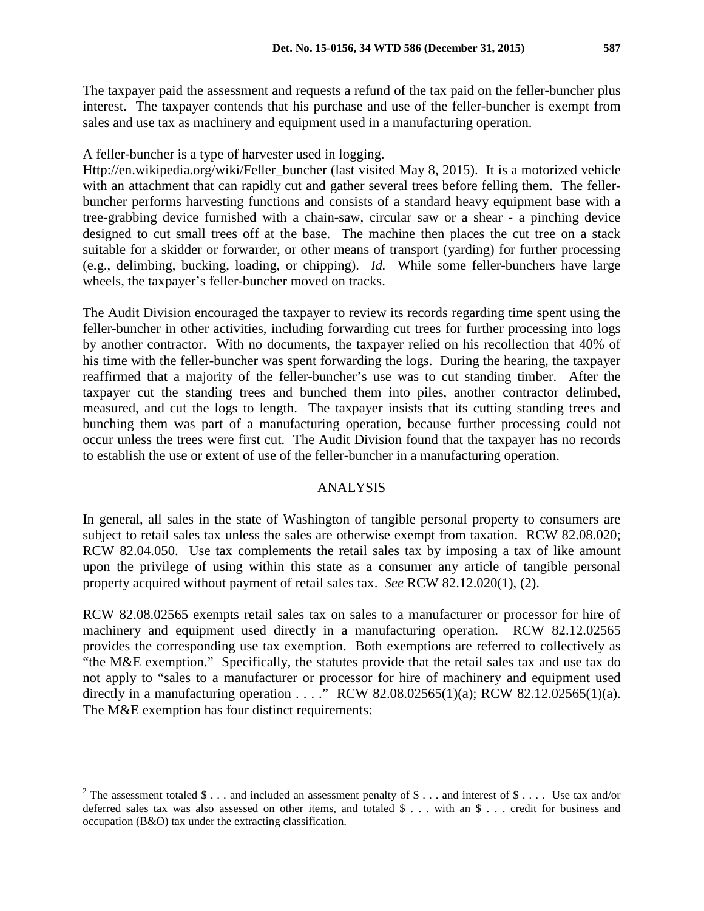The taxpayer paid the assessment and requests a refund of the tax paid on the feller-buncher plus interest. The taxpayer contends that his purchase and use of the feller-buncher is exempt from sales and use tax as machinery and equipment used in a manufacturing operation.

A feller-buncher is a type of harvester used in logging. Http://en.wikipedia.org/wiki/Feller_buncher (last visited May 8, 2015). It is a motorized vehicle with an attachment that can rapidly cut and gather several trees before felling them. The feller-buncher performs harvesting functions and consists of a standard heavy equipment base with a tree-grabbing device furnished with a chain-saw, circular saw or a shear - a pinching device designed to cut small trees off at the base. The machine then places the cut tree on a stack suitable for a skidder or forwarder, or other means of transport (yarding) for further processing (e.g., delimbing, bucking, loading, or chipping). *Id.* While some feller-bunchers have large wheels, the taxpayer's feller-buncher moved on tracks.

The Audit Division encouraged the taxpayer to review its records regarding time spent using the feller-buncher in other activities, including forwarding cut trees for further processing into logs by another contractor. With no documents, the taxpayer relied on his recollection that 40% of his time with the feller-buncher was spent forwarding the logs. During the hearing, the taxpayer reaffirmed that a majority of the feller-buncher's use was to cut standing timber. After the taxpayer cut the standing trees and bunched them into piles, another contractor delimbed, measured, and cut the logs to length. The taxpayer insists that its cutting standing trees and bunching them was part of a manufacturing operation, because further processing could not occur unless the trees were first cut. The Audit Division found that the taxpayer has no records to establish the use or extent of use of the feller-buncher in a manufacturing operation.

## ANALYSIS

In general, all sales in the state of Washington of tangible personal property to consumers are subject to retail sales tax unless the sales are otherwise exempt from taxation. RCW 82.08.020; RCW 82.04.050. Use tax complements the retail sales tax by imposing a tax of like amount upon the privilege of using within this state as a consumer any article of tangible personal property acquired without payment of retail sales tax. *See* RCW 82.12.020(1), (2).

RCW 82.08.02565 exempts retail sales tax on sales to a manufacturer or processor for hire of machinery and equipment used directly in a manufacturing operation. RCW 82.12.02565 provides the corresponding use tax exemption. Both exemptions are referred to collectively as "the M&E exemption." Specifically, the statutes provide that the retail sales tax and use tax do not apply to "sales to a manufacturer or processor for hire of machinery and equipment used directly in a manufacturing operation . . . ." RCW 82.08.02565(1)(a); RCW 82.12.02565(1)(a). The M&E exemption has four distinct requirements:

---

[2] The assessment totaled $ . . . and included an assessment penalty of $ . . . and interest of $ . . . . Use tax and/or deferred sales tax was also assessed on other items, and totaled $ . . . with an $ . . . credit for business and occupation (B&O) tax under the extracting classification.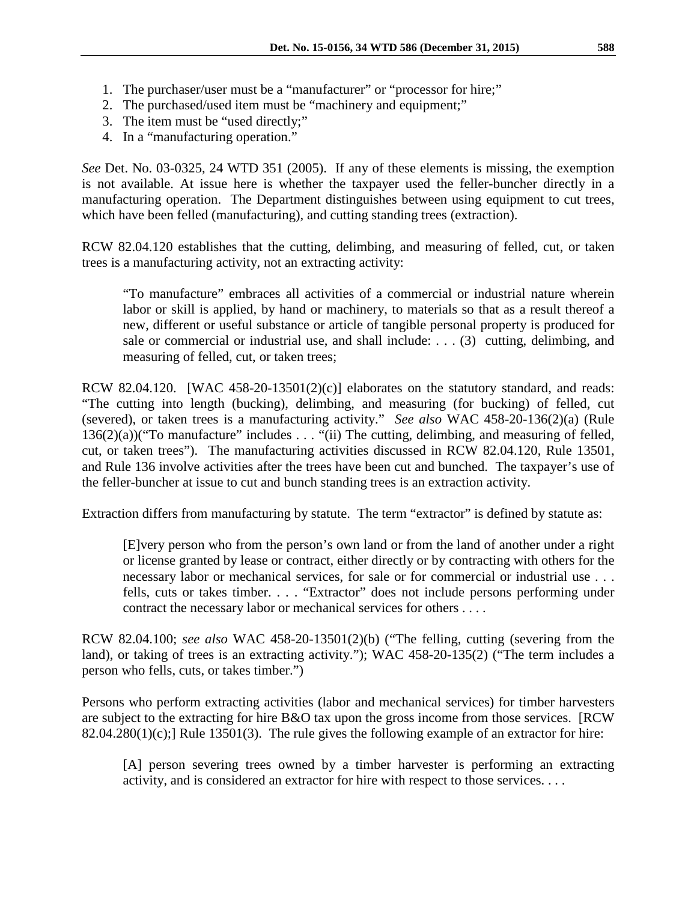1. The purchaser/user must be a "manufacturer" or "processor for hire;"
2. The purchased/used item must be "machinery and equipment;"
3. The item must be "used directly;"
4. In a "manufacturing operation."

*See* Det. No. 03-0325, 24 WTD 351 (2005). If any of these elements is missing, the exemption is not available. At issue here is whether the taxpayer used the feller-buncher directly in a manufacturing operation. The Department distinguishes between using equipment to cut trees, which have been felled (manufacturing), and cutting standing trees (extraction).

RCW 82.04.120 establishes that the cutting, delimbing, and measuring of felled, cut, or taken trees is a manufacturing activity, not an extracting activity:

> "To manufacture" embraces all activities of a commercial or industrial nature wherein labor or skill is applied, by hand or machinery, to materials so that as a result thereof a new, different or useful substance or article of tangible personal property is produced for sale or commercial or industrial use, and shall include: . . . (3) cutting, delimbing, and measuring of felled, cut, or taken trees;

RCW 82.04.120. [WAC 458-20-13501(2)(c)] elaborates on the statutory standard, and reads: "The cutting into length (bucking), delimbing, and measuring (for bucking) of felled, cut (severed), or taken trees is a manufacturing activity." *See also* WAC 458-20-136(2)(a) (Rule 136(2)(a))("To manufacture" includes . . . "(ii) The cutting, delimbing, and measuring of felled, cut, or taken trees"). The manufacturing activities discussed in RCW 82.04.120, Rule 13501, and Rule 136 involve activities after the trees have been cut and bunched. The taxpayer's use of the feller-buncher at issue to cut and bunch standing trees is an extraction activity.

Extraction differs from manufacturing by statute. The term "extractor" is defined by statute as:

> [E]very person who from the person's own land or from the land of another under a right or license granted by lease or contract, either directly or by contracting with others for the necessary labor or mechanical services, for sale or for commercial or industrial use . . . fells, cuts or takes timber. . . . "Extractor" does not include persons performing under contract the necessary labor or mechanical services for others . . . .

RCW 82.04.100; *see also* WAC 458-20-13501(2)(b) ("The felling, cutting (severing from the land), or taking of trees is an extracting activity."); WAC 458-20-135(2) ("The term includes a person who fells, cuts, or takes timber.")

Persons who perform extracting activities (labor and mechanical services) for timber harvesters are subject to the extracting for hire B&O tax upon the gross income from those services. [RCW 82.04.280(1)(c);] Rule 13501(3). The rule gives the following example of an extractor for hire:

> [A] person severing trees owned by a timber harvester is performing an extracting activity, and is considered an extractor for hire with respect to those services. . . .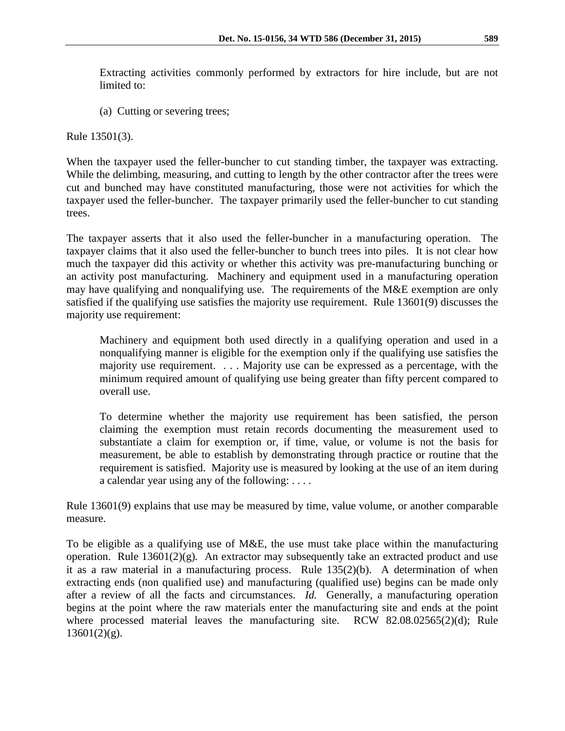> Extracting activities commonly performed by extractors for hire include, but are not limited to:
>
> (a) Cutting or severing trees;

Rule 13501(3).

When the taxpayer used the feller-buncher to cut standing timber, the taxpayer was extracting. While the delimbing, measuring, and cutting to length by the other contractor after the trees were cut and bunched may have constituted manufacturing, those were not activities for which the taxpayer used the feller-buncher. The taxpayer primarily used the feller-buncher to cut standing trees.

The taxpayer asserts that it also used the feller-buncher in a manufacturing operation. The taxpayer claims that it also used the feller-buncher to bunch trees into piles. It is not clear how much the taxpayer did this activity or whether this activity was pre-manufacturing bunching or an activity post manufacturing. Machinery and equipment used in a manufacturing operation may have qualifying and nonqualifying use. The requirements of the M&E exemption are only satisfied if the qualifying use satisfies the majority use requirement. Rule 13601(9) discusses the majority use requirement:

> Machinery and equipment both used directly in a qualifying operation and used in a nonqualifying manner is eligible for the exemption only if the qualifying use satisfies the majority use requirement. . . . Majority use can be expressed as a percentage, with the minimum required amount of qualifying use being greater than fifty percent compared to overall use.
>
> To determine whether the majority use requirement has been satisfied, the person claiming the exemption must retain records documenting the measurement used to substantiate a claim for exemption or, if time, value, or volume is not the basis for measurement, be able to establish by demonstrating through practice or routine that the requirement is satisfied. Majority use is measured by looking at the use of an item during a calendar year using any of the following: . . . .

Rule 13601(9) explains that use may be measured by time, value volume, or another comparable measure.

To be eligible as a qualifying use of M&E, the use must take place within the manufacturing operation. Rule 13601(2)(g). An extractor may subsequently take an extracted product and use it as a raw material in a manufacturing process. Rule 135(2)(b). A determination of when extracting ends (non qualified use) and manufacturing (qualified use) begins can be made only after a review of all the facts and circumstances. *Id.* Generally, a manufacturing operation begins at the point where the raw materials enter the manufacturing site and ends at the point where processed material leaves the manufacturing site. RCW 82.08.02565(2)(d); Rule 13601(2)(g).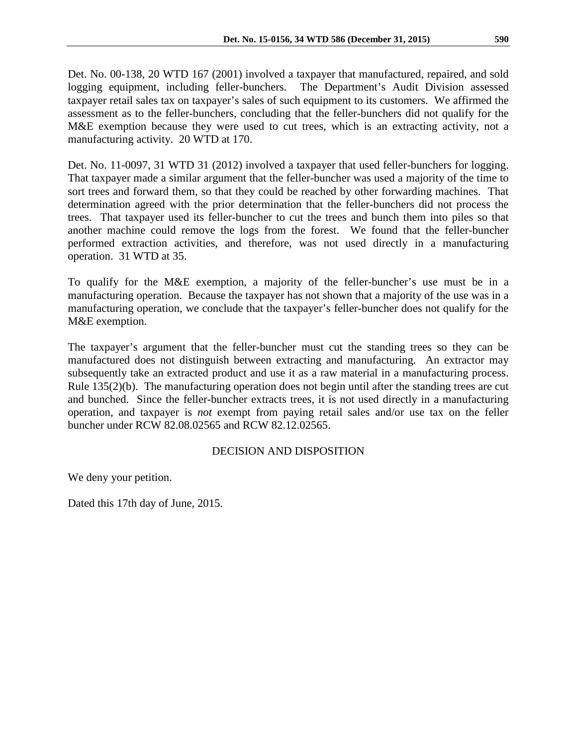Det. No. 00-138, 20 WTD 167 (2001) involved a taxpayer that manufactured, repaired, and sold logging equipment, including feller-bunchers. The Department's Audit Division assessed taxpayer retail sales tax on taxpayer's sales of such equipment to its customers. We affirmed the assessment as to the feller-bunchers, concluding that the feller-bunchers did not qualify for the M&E exemption because they were used to cut trees, which is an extracting activity, not a manufacturing activity. 20 WTD at 170.

Det. No. 11-0097, 31 WTD 31 (2012) involved a taxpayer that used feller-bunchers for logging. That taxpayer made a similar argument that the feller-buncher was used a majority of the time to sort trees and forward them, so that they could be reached by other forwarding machines. That determination agreed with the prior determination that the feller-bunchers did not process the trees. That taxpayer used its feller-buncher to cut the trees and bunch them into piles so that another machine could remove the logs from the forest. We found that the feller-buncher performed extraction activities, and therefore, was not used directly in a manufacturing operation. 31 WTD at 35.

To qualify for the M&E exemption, a majority of the feller-buncher's use must be in a manufacturing operation. Because the taxpayer has not shown that a majority of the use was in a manufacturing operation, we conclude that the taxpayer's feller-buncher does not qualify for the M&E exemption.

The taxpayer's argument that the feller-buncher must cut the standing trees so they can be manufactured does not distinguish between extracting and manufacturing. An extractor may subsequently take an extracted product and use it as a raw material in a manufacturing process. Rule 135(2)(b). The manufacturing operation does not begin until after the standing trees are cut and bunched. Since the feller-buncher extracts trees, it is not used directly in a manufacturing operation, and taxpayer is *not* exempt from paying retail sales and/or use tax on the feller buncher under RCW 82.08.02565 and RCW 82.12.02565.

## DECISION AND DISPOSITION

We deny your petition.

Dated this 17th day of June, 2015.